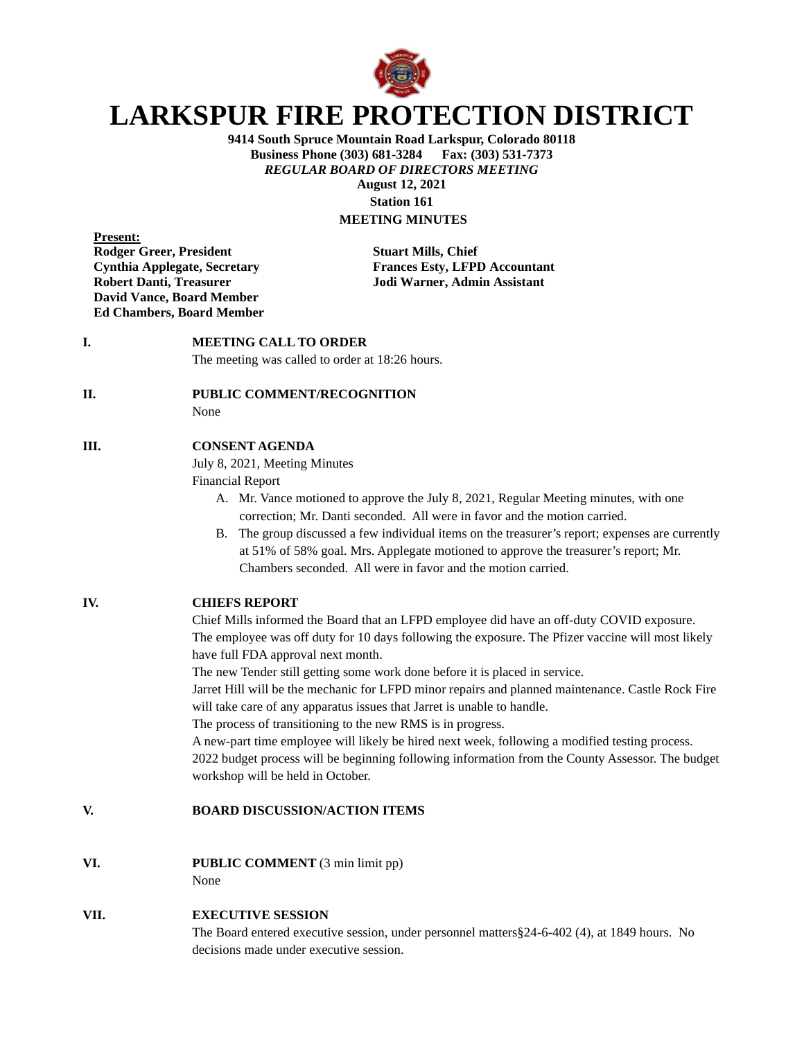# LARKSPUR FIRE PROTECTION DISTRICT

**9414 South Spruce Mountain Road Larkspur, Colorado 80118**
**Business Phone (303) 681-3284 Fax: (303) 531-7373**
***REGULAR BOARD OF DIRECTORS MEETING***
**August 12, 2021**
**Station 161**
**MEETING MINUTES**

**Present:**

**Rodger Greer, President**
**Cynthia Applegate, Secretary**
**Robert Danti, Treasurer**
**David Vance, Board Member**
**Ed Chambers, Board Member**

**Stuart Mills, Chief**
**Frances Esty, LFPD Accountant**
**Jodi Warner, Admin Assistant**

**I. MEETING CALL TO ORDER**

The meeting was called to order at 18:26 hours.

**II. PUBLIC COMMENT/RECOGNITION**

None

**III. CONSENT AGENDA**

July 8, 2021, Meeting Minutes
Financial Report

A. Mr. Vance motioned to approve the July 8, 2021, Regular Meeting minutes, with one correction; Mr. Danti seconded. All were in favor and the motion carried.
B. The group discussed a few individual items on the treasurer's report; expenses are currently at 51% of 58% goal. Mrs. Applegate motioned to approve the treasurer's report; Mr. Chambers seconded. All were in favor and the motion carried.

**IV. CHIEFS REPORT**

Chief Mills informed the Board that an LFPD employee did have an off-duty COVID exposure. The employee was off duty for 10 days following the exposure. The Pfizer vaccine will most likely have full FDA approval next month.
The new Tender still getting some work done before it is placed in service.
Jarret Hill will be the mechanic for LFPD minor repairs and planned maintenance. Castle Rock Fire will take care of any apparatus issues that Jarret is unable to handle.
The process of transitioning to the new RMS is in progress.
A new-part time employee will likely be hired next week, following a modified testing process.
2022 budget process will be beginning following information from the County Assessor. The budget workshop will be held in October.

**V. BOARD DISCUSSION/ACTION ITEMS**

**VI. PUBLIC COMMENT** (3 min limit pp)

None

**VII. EXECUTIVE SESSION**

The Board entered executive session, under personnel matters§24-6-402 (4), at 1849 hours. No decisions made under executive session.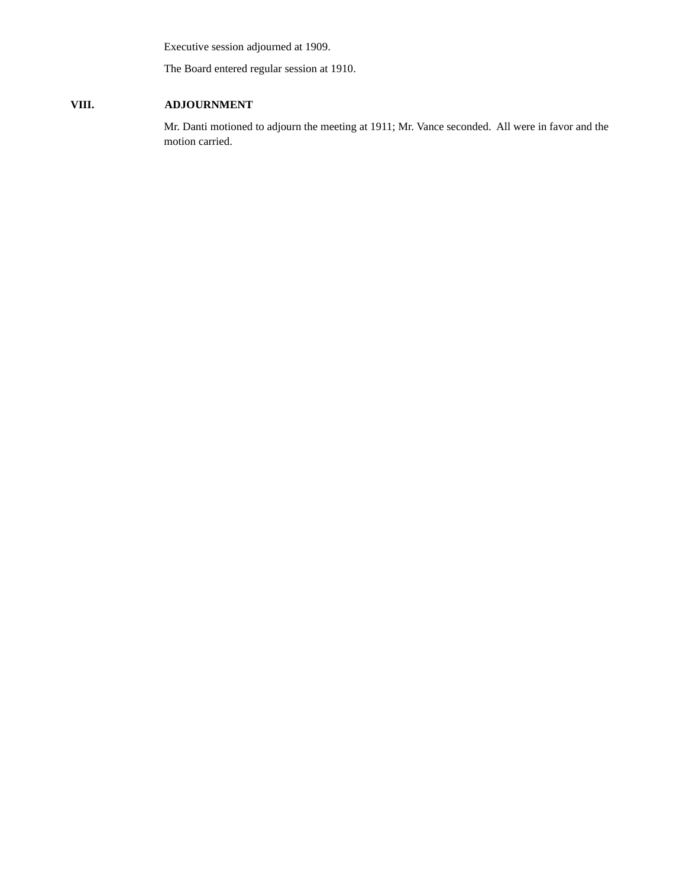Executive session adjourned at 1909.

The Board entered regular session at 1910.

## VIII. ADJOURNMENT

Mr. Danti motioned to adjourn the meeting at 1911; Mr. Vance seconded. All were in favor and the motion carried.